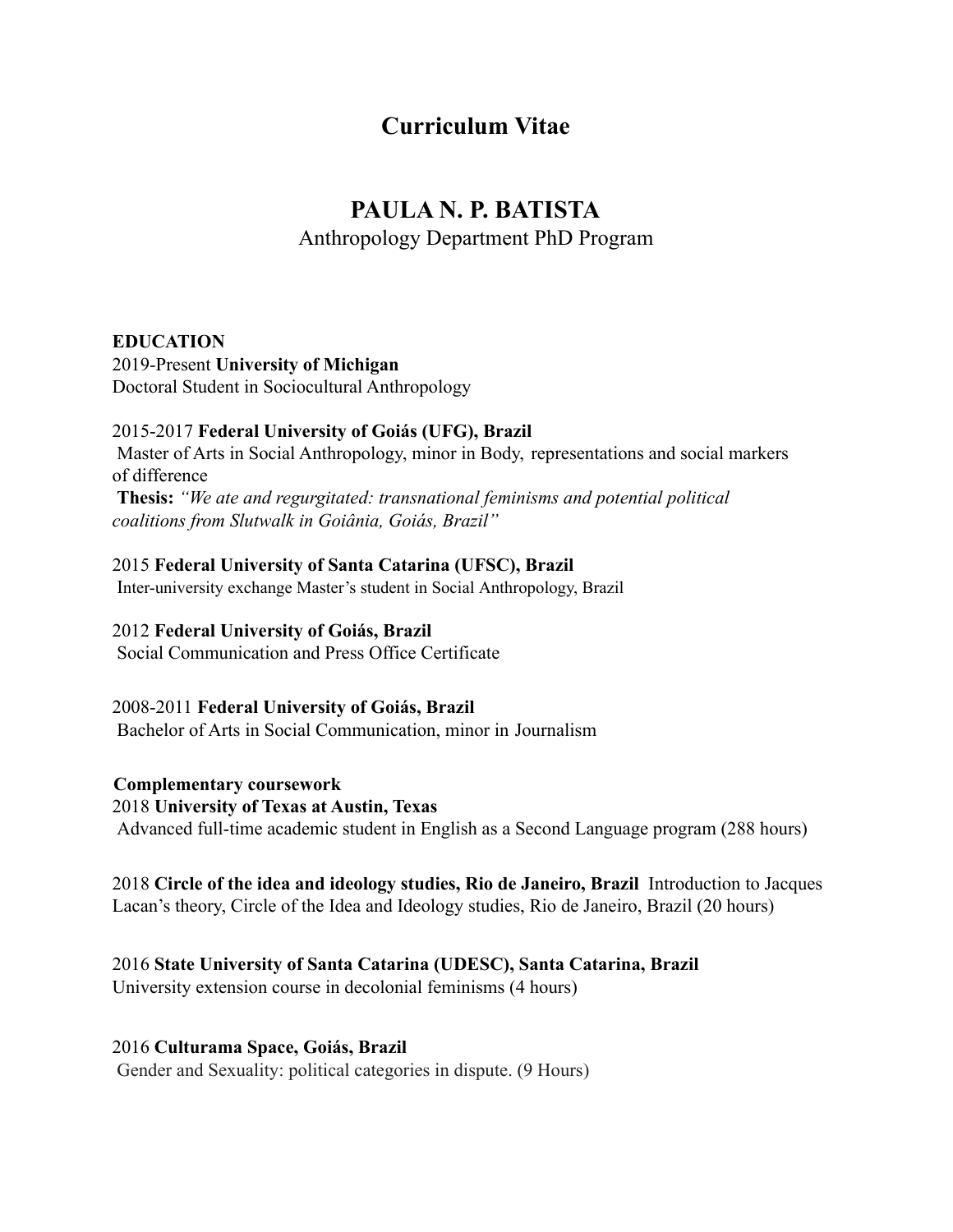# Curriculum Vitae

## PAULA N. P. BATISTA

Anthropology Department PhD Program

**EDUCATION**

2019-Present **University of Michigan**
Doctoral Student in Sociocultural Anthropology

2015-2017 **Federal University of Goiás (UFG), Brazil**
Master of Arts in Social Anthropology, minor in Body, representations and social markers of difference
**Thesis:** *"We ate and regurgitated: transnational feminisms and potential political coalitions from Slutwalk in Goiânia, Goiás, Brazil"*

2015 **Federal University of Santa Catarina (UFSC), Brazil**
Inter-university exchange Master's student in Social Anthropology, Brazil

2012 **Federal University of Goiás, Brazil**
Social Communication and Press Office Certificate

2008-2011 **Federal University of Goiás, Brazil**
Bachelor of Arts in Social Communication, minor in Journalism

**Complementary coursework**

2018 **University of Texas at Austin, Texas**
Advanced full-time academic student in English as a Second Language program (288 hours)

2018 **Circle of the idea and ideology studies, Rio de Janeiro, Brazil** Introduction to Jacques Lacan's theory, Circle of the Idea and Ideology studies, Rio de Janeiro, Brazil (20 hours)

2016 **State University of Santa Catarina (UDESC), Santa Catarina, Brazil**
University extension course in decolonial feminisms (4 hours)

2016 **Culturama Space, Goiás, Brazil**
Gender and Sexuality: political categories in dispute. (9 Hours)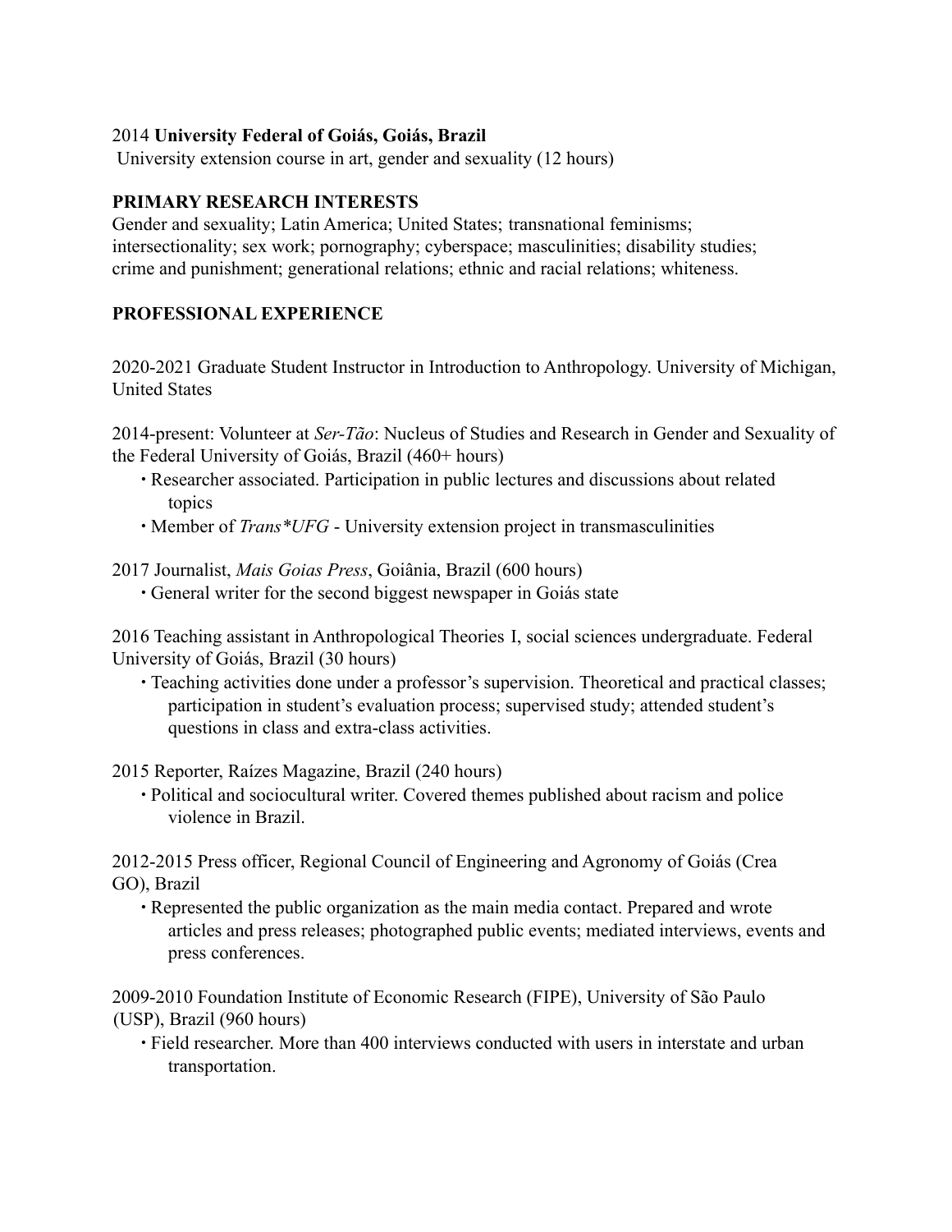2014 **University Federal of Goiás, Goiás, Brazil**
University extension course in art, gender and sexuality (12 hours)

## PRIMARY RESEARCH INTERESTS

Gender and sexuality; Latin America; United States; transnational feminisms; intersectionality; sex work; pornography; cyberspace; masculinities; disability studies; crime and punishment; generational relations; ethnic and racial relations; whiteness.

## PROFESSIONAL EXPERIENCE

2020-2021 Graduate Student Instructor in Introduction to Anthropology. University of Michigan, United States

2014-present: Volunteer at *Ser-Tão*: Nucleus of Studies and Research in Gender and Sexuality of the Federal University of Goiás, Brazil (460+ hours)

- Researcher associated. Participation in public lectures and discussions about related topics
- Member of *Trans*UFG* - University extension project in transmasculinities

2017 Journalist, *Mais Goias Press*, Goiânia, Brazil (600 hours)

- General writer for the second biggest newspaper in Goiás state

2016 Teaching assistant in Anthropological Theories I, social sciences undergraduate. Federal University of Goiás, Brazil (30 hours)

- Teaching activities done under a professor's supervision. Theoretical and practical classes; participation in student's evaluation process; supervised study; attended student's questions in class and extra-class activities.

2015 Reporter, Raízes Magazine, Brazil (240 hours)

- Political and sociocultural writer. Covered themes published about racism and police violence in Brazil.

2012-2015 Press officer, Regional Council of Engineering and Agronomy of Goiás (Crea GO), Brazil

- Represented the public organization as the main media contact. Prepared and wrote articles and press releases; photographed public events; mediated interviews, events and press conferences.

2009-2010 Foundation Institute of Economic Research (FIPE), University of São Paulo (USP), Brazil (960 hours)

- Field researcher. More than 400 interviews conducted with users in interstate and urban transportation.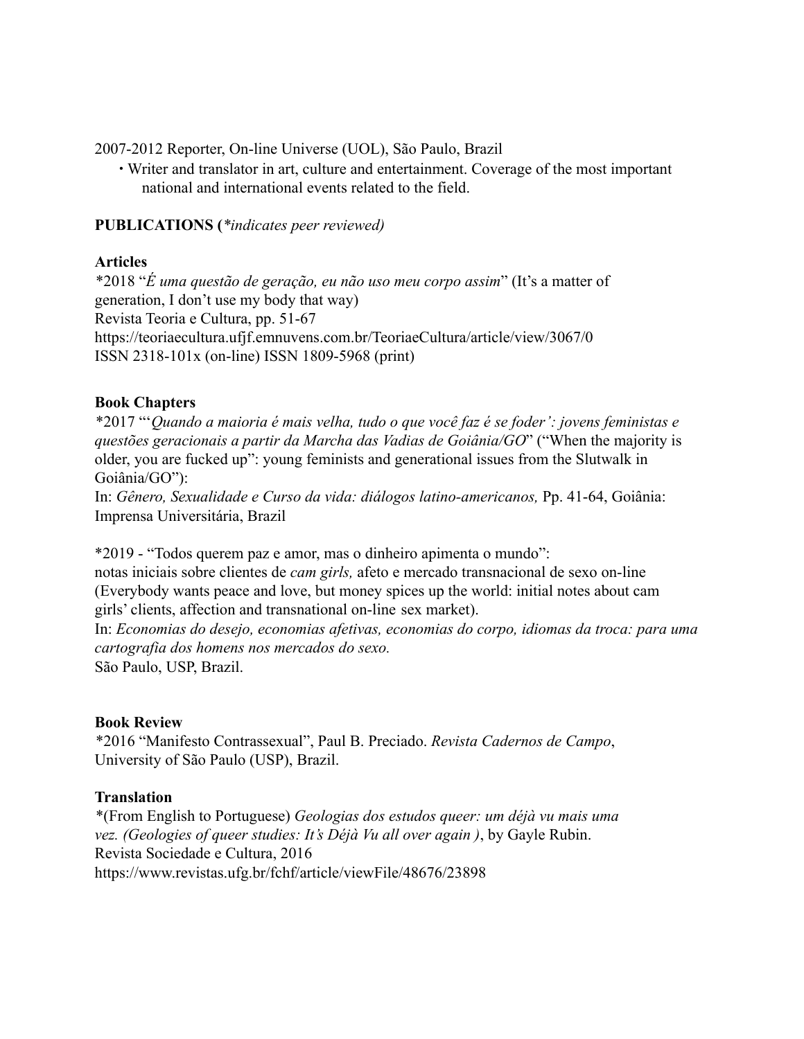2007-2012 Reporter, On-line Universe (UOL), São Paulo, Brazil

- Writer and translator in art, culture and entertainment. Coverage of the most important national and international events related to the field.

**PUBLICATIONS (*\*indicates peer reviewed)***

**Articles**

*\*2018 "*É uma questão de geração, eu não uso meu corpo assim*" (It's a matter of generation, I don't use my body that way)
Revista Teoria e Cultura, pp. 51-67
https://teoriaecultura.ufjf.emnuvens.com.br/TeoriaeCultura/article/view/3067/0
ISSN 2318-101x (on-line) ISSN 1809-5968 (print)

**Book Chapters**

*\*2017 "'*Quando a maioria é mais velha, tudo o que você faz é se foder': jovens feministas e questões geracionais a partir da Marcha das Vadias de Goiânia/GO*" ("When the majority is older, you are fucked up": young feminists and generational issues from the Slutwalk in Goiânia/GO"):
In: *Gênero, Sexualidade e Curso da vida: diálogos latino-americanos,* Pp. 41-64, Goiânia: Imprensa Universitária, Brazil

\*2019 - "Todos querem paz e amor, mas o dinheiro apimenta o mundo":
notas iniciais sobre clientes de *cam girls,* afeto e mercado transnacional de sexo on-line (Everybody wants peace and love, but money spices up the world: initial notes about cam girls' clients, affection and transnational on-line sex market).
In: *Economias do desejo, economias afetivas, economias do corpo, idiomas da troca: para uma cartografia dos homens nos mercados do sexo.*
São Paulo, USP, Brazil.

**Book Review**

*\*2016 "Manifesto Contrassexual", Paul B. Preciado. *Revista Cadernos de Campo*, University of São Paulo (USP), Brazil.

**Translation**

*\*(From English to Portuguese) *Geologias dos estudos queer: um déjà vu mais uma vez. (Geologies of queer studies: It's Déjà Vu all over again )*, by Gayle Rubin.
Revista Sociedade e Cultura, 2016
https://www.revistas.ufg.br/fchf/article/viewFile/48676/23898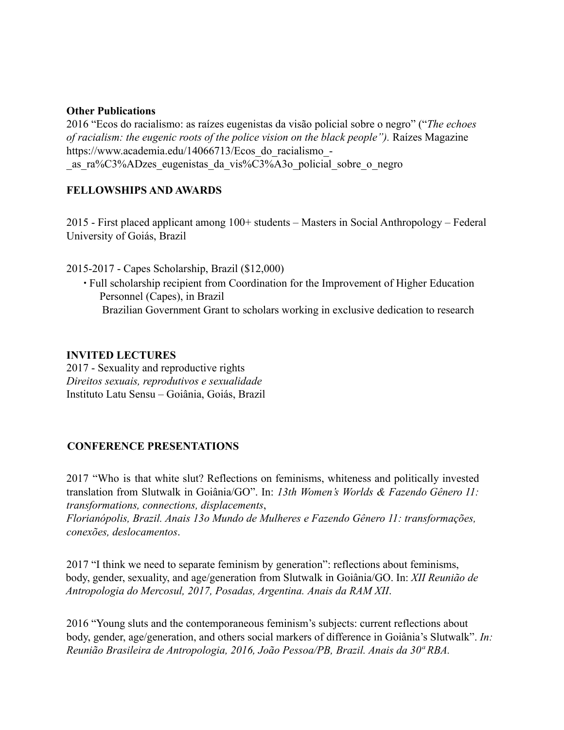**Other Publications**
2016 "Ecos do racialismo: as raízes eugenistas da visão policial sobre o negro" ("*The echoes of racialism: the eugenic roots of the police vision on the black people").* Raízes Magazine https://www.academia.edu/14066713/Ecos_do_racialismo_-_as_ra%C3%ADzes_eugenistas_da_vis%C3%A3o_policial_sobre_o_negro

**FELLOWSHIPS AND AWARDS**

2015 - First placed applicant among 100+ students – Masters in Social Anthropology – Federal University of Goiás, Brazil

2015-2017 - Capes Scholarship, Brazil ($12,000)

- Full scholarship recipient from Coordination for the Improvement of Higher Education Personnel (Capes), in Brazil
  Brazilian Government Grant to scholars working in exclusive dedication to research

**INVITED LECTURES**
2017 - Sexuality and reproductive rights
*Direitos sexuais, reprodutivos e sexualidade*
Instituto Latu Sensu – Goiânia, Goiás, Brazil

**CONFERENCE PRESENTATIONS**

2017 "Who is that white slut? Reflections on feminisms, whiteness and politically invested translation from Slutwalk in Goiânia/GO". In: *13th Women's Worlds & Fazendo Gênero 11: transformations, connections, displacements*, *Florianópolis, Brazil. Anais 13o Mundo de Mulheres e Fazendo Gênero 11: transformações, conexões, deslocamentos*.

2017 "I think we need to separate feminism by generation": reflections about feminisms, body, gender, sexuality, and age/generation from Slutwalk in Goiânia/GO. In: *XII Reunião de Antropologia do Mercosul, 2017, Posadas, Argentina. Anais da RAM XII*.

2016 "Young sluts and the contemporaneous feminism's subjects: current reflections about body, gender, age/generation, and others social markers of difference in Goiânia's Slutwalk". *In: Reunião Brasileira de Antropologia, 2016, João Pessoa/PB, Brazil. Anais da 30ª RBA.*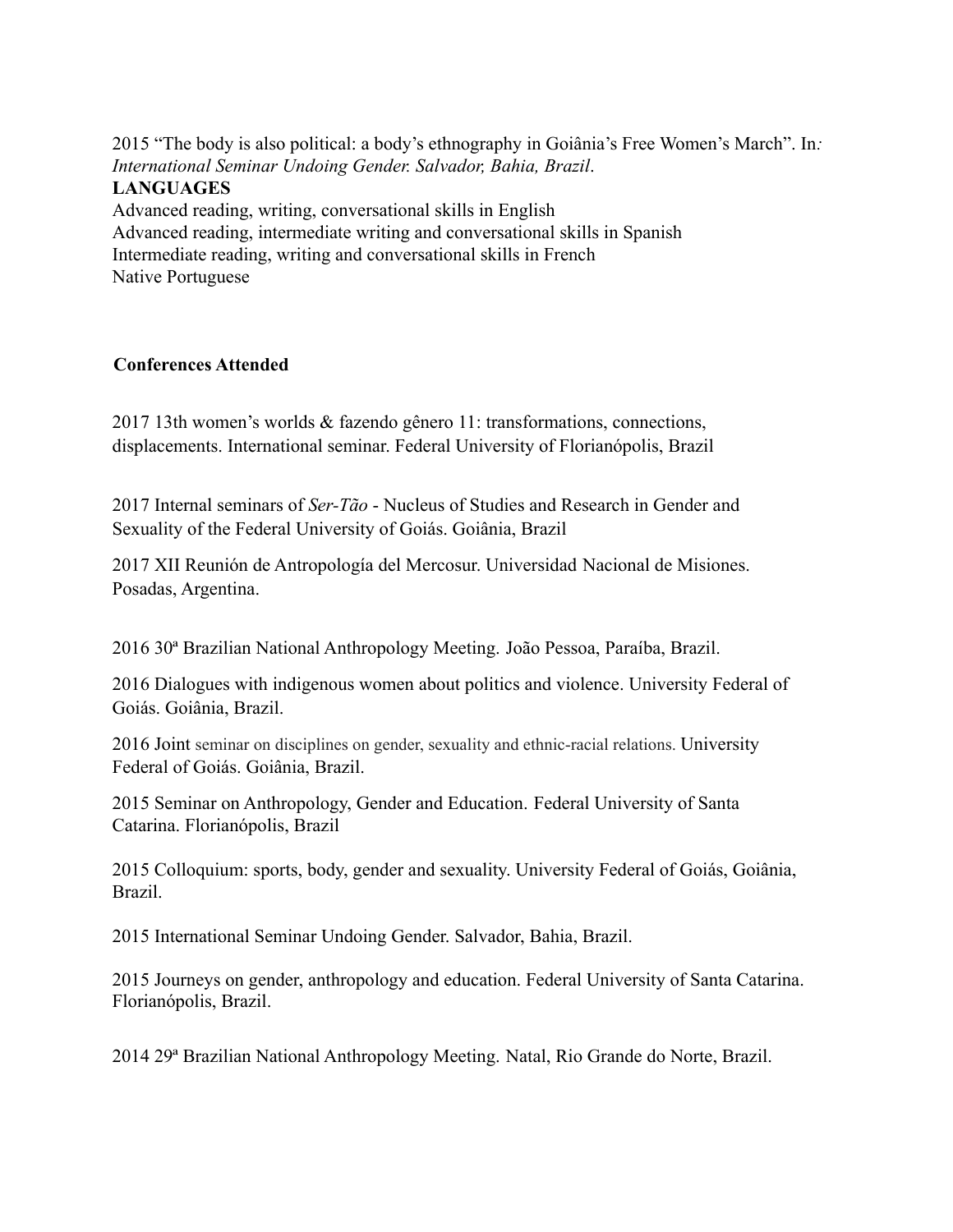2015 "The body is also political: a body's ethnography in Goiânia's Free Women's March". In*: International Seminar Undoing Gender. Salvador, Bahia, Brazil*.

**LANGUAGES**

Advanced reading, writing, conversational skills in English
Advanced reading, intermediate writing and conversational skills in Spanish
Intermediate reading, writing and conversational skills in French
Native Portuguese

**Conferences Attended**

2017 13th women's worlds & fazendo gênero 11: transformations, connections, displacements. International seminar. Federal University of Florianópolis, Brazil

2017 Internal seminars of *Ser-Tão* - Nucleus of Studies and Research in Gender and Sexuality of the Federal University of Goiás. Goiânia, Brazil

2017 XII Reunión de Antropología del Mercosur. Universidad Nacional de Misiones. Posadas, Argentina.

2016 30ª Brazilian National Anthropology Meeting. João Pessoa, Paraíba, Brazil.

2016 Dialogues with indigenous women about politics and violence. University Federal of Goiás. Goiânia, Brazil.

2016 Joint seminar on disciplines on gender, sexuality and ethnic-racial relations. University Federal of Goiás. Goiânia, Brazil.

2015 Seminar on Anthropology, Gender and Education. Federal University of Santa Catarina. Florianópolis, Brazil

2015 Colloquium: sports, body, gender and sexuality. University Federal of Goiás, Goiânia, Brazil.

2015 International Seminar Undoing Gender. Salvador, Bahia, Brazil.

2015 Journeys on gender, anthropology and education. Federal University of Santa Catarina. Florianópolis, Brazil.

2014 29ª Brazilian National Anthropology Meeting. Natal, Rio Grande do Norte, Brazil.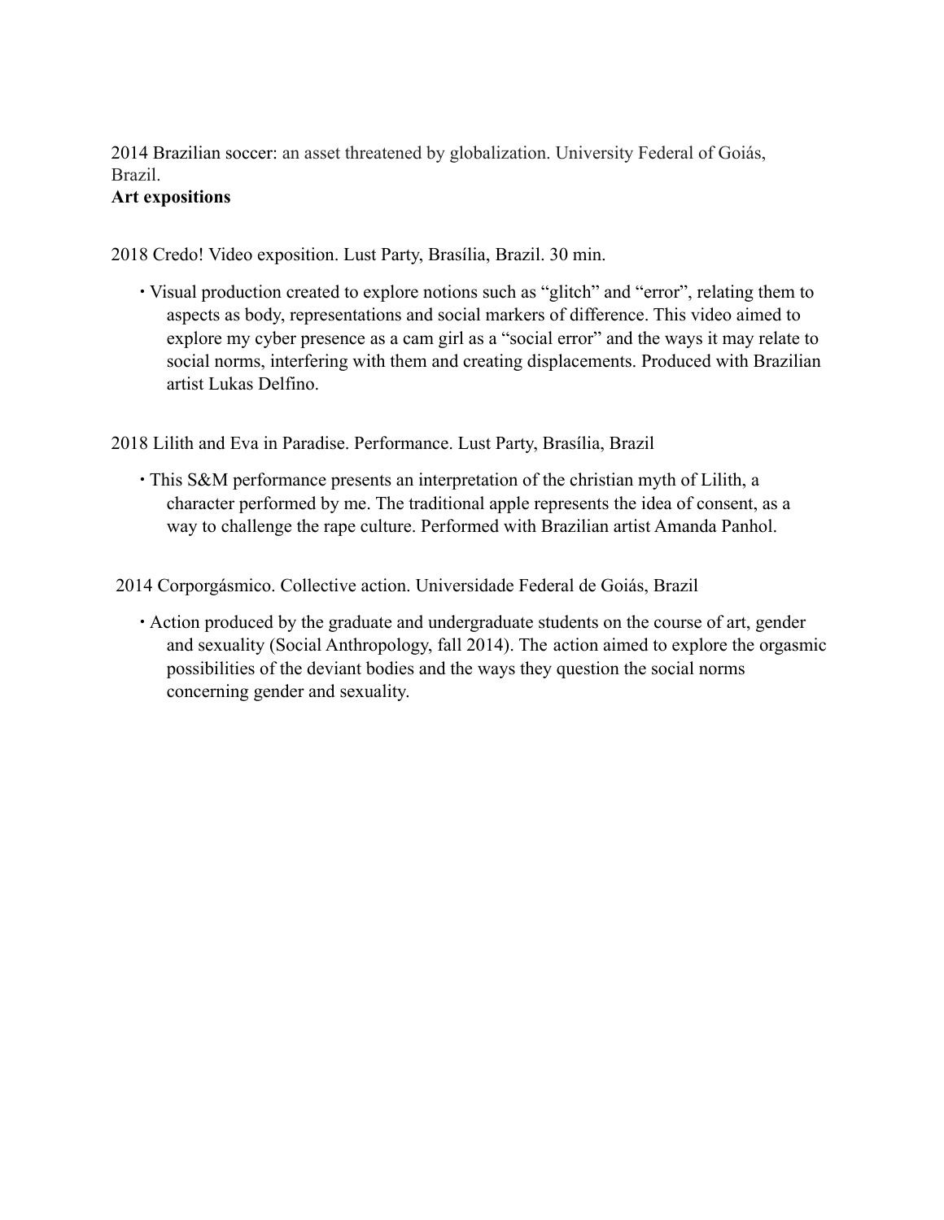2014 Brazilian soccer: an asset threatened by globalization. University Federal of Goiás, Brazil.

**Art expositions**

2018 Credo! Video exposition. Lust Party, Brasília, Brazil. 30 min.

- Visual production created to explore notions such as "glitch" and "error", relating them to aspects as body, representations and social markers of difference. This video aimed to explore my cyber presence as a cam girl as a "social error" and the ways it may relate to social norms, interfering with them and creating displacements. Produced with Brazilian artist Lukas Delfino.

2018 Lilith and Eva in Paradise. Performance. Lust Party, Brasília, Brazil

- This S&M performance presents an interpretation of the christian myth of Lilith, a character performed by me. The traditional apple represents the idea of consent, as a way to challenge the rape culture. Performed with Brazilian artist Amanda Panhol.

2014 Corporgásmico. Collective action. Universidade Federal de Goiás, Brazil

- Action produced by the graduate and undergraduate students on the course of art, gender and sexuality (Social Anthropology, fall 2014). The action aimed to explore the orgasmic possibilities of the deviant bodies and the ways they question the social norms concerning gender and sexuality.